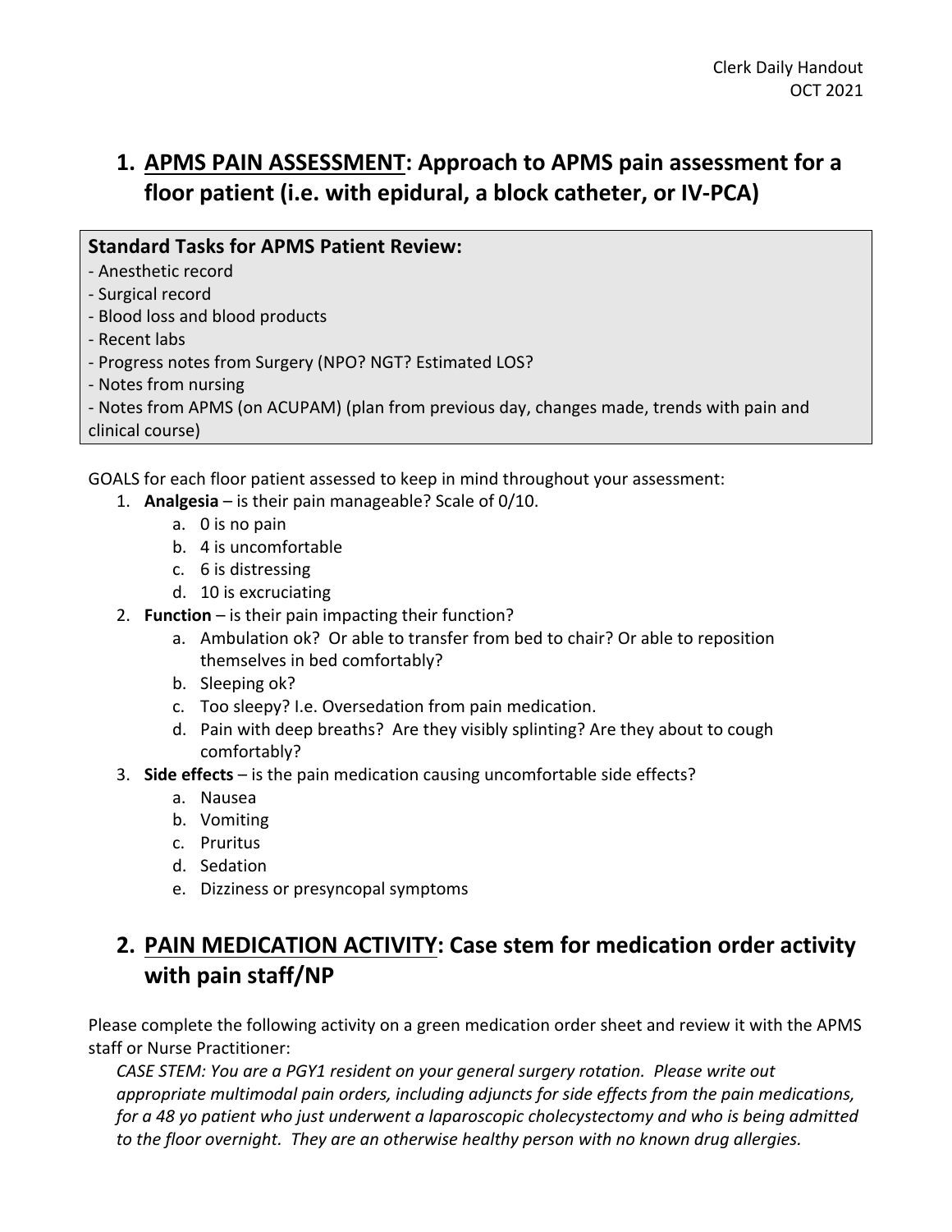Clerk Daily Handout
OCT 2021

# 1. APMS PAIN ASSESSMENT: Approach to APMS pain assessment for a floor patient (i.e. with epidural, a block catheter, or IV-PCA)

**Standard Tasks for APMS Patient Review:**
- Anesthetic record
- Surgical record
- Blood loss and blood products
- Recent labs
- Progress notes from Surgery (NPO? NGT? Estimated LOS?
- Notes from nursing
- Notes from APMS (on ACUPAM) (plan from previous day, changes made, trends with pain and clinical course)

GOALS for each floor patient assessed to keep in mind throughout your assessment:

1. **Analgesia** – is their pain manageable? Scale of 0/10.
   a. 0 is no pain
   b. 4 is uncomfortable
   c. 6 is distressing
   d. 10 is excruciating
2. **Function** – is their pain impacting their function?
   a. Ambulation ok? Or able to transfer from bed to chair? Or able to reposition themselves in bed comfortably?
   b. Sleeping ok?
   c. Too sleepy? I.e. Oversedation from pain medication.
   d. Pain with deep breaths? Are they visibly splinting? Are they about to cough comfortably?
3. **Side effects** – is the pain medication causing uncomfortable side effects?
   a. Nausea
   b. Vomiting
   c. Pruritus
   d. Sedation
   e. Dizziness or presyncopal symptoms

# 2. PAIN MEDICATION ACTIVITY: Case stem for medication order activity with pain staff/NP

Please complete the following activity on a green medication order sheet and review it with the APMS staff or Nurse Practitioner:

*CASE STEM: You are a PGY1 resident on your general surgery rotation. Please write out appropriate multimodal pain orders, including adjuncts for side effects from the pain medications, for a 48 yo patient who just underwent a laparoscopic cholecystectomy and who is being admitted to the floor overnight. They are an otherwise healthy person with no known drug allergies.*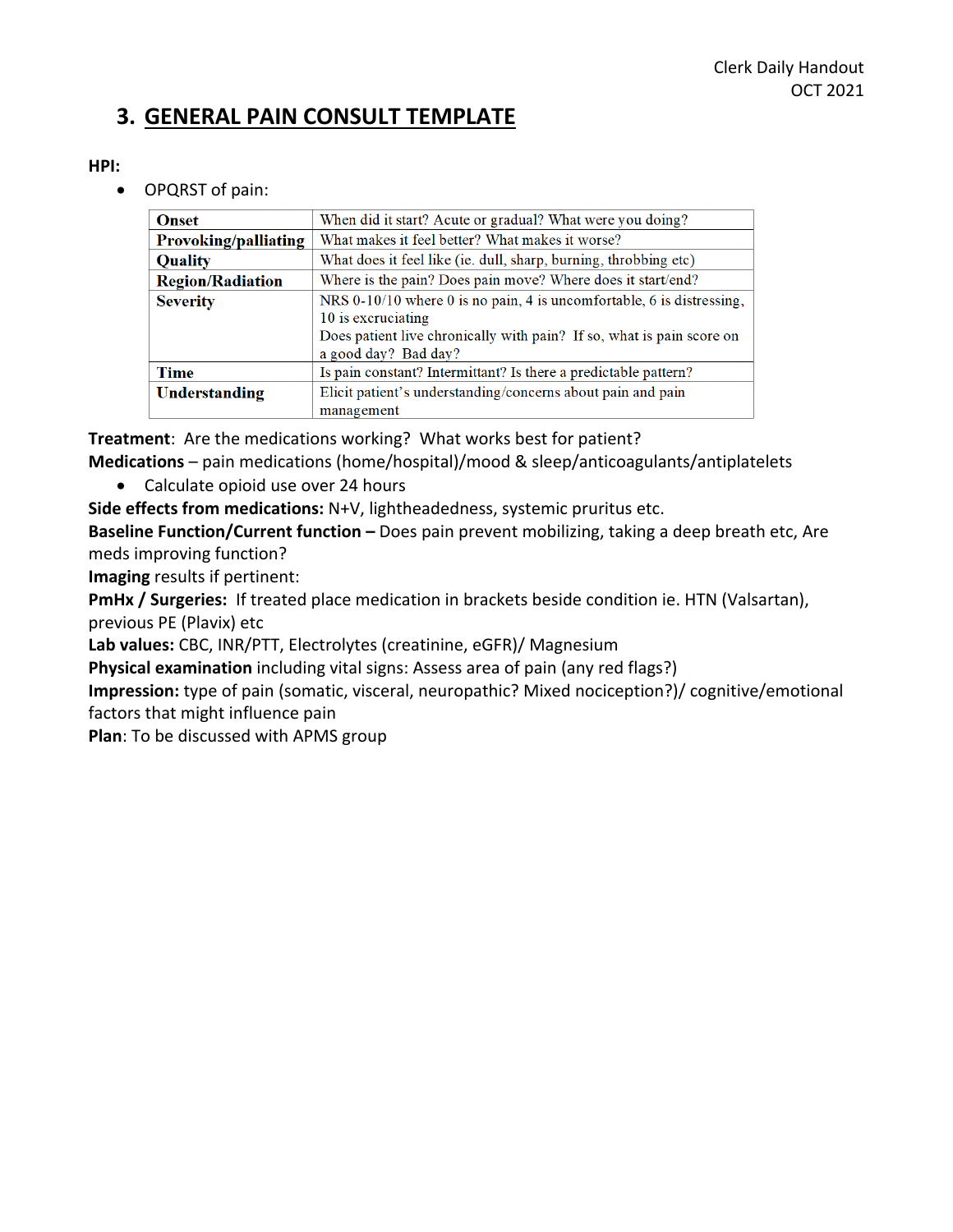## 3. GENERAL PAIN CONSULT TEMPLATE

**HPI:**

- OPQRST of pain:

| | |
|---|---|
| **Onset** | When did it start? Acute or gradual? What were you doing? |
| **Provoking/palliating** | What makes it feel better? What makes it worse? |
| **Quality** | What does it feel like (ie. dull, sharp, burning, throbbing etc) |
| **Region/Radiation** | Where is the pain? Does pain move? Where does it start/end? |
| **Severity** | NRS 0-10/10 where 0 is no pain, 4 is uncomfortable, 6 is distressing, 10 is excruciating<br>Does patient live chronically with pain? If so, what is pain score on a good day? Bad day? |
| **Time** | Is pain constant? Intermittant? Is there a predictable pattern? |
| **Understanding** | Elicit patient's understanding/concerns about pain and pain management |

**Treatment**: Are the medications working? What works best for patient?

**Medications** – pain medications (home/hospital)/mood & sleep/anticoagulants/antiplatelets

- Calculate opioid use over 24 hours

**Side effects from medications:** N+V, lightheadedness, systemic pruritus etc.

**Baseline Function/Current function –** Does pain prevent mobilizing, taking a deep breath etc, Are meds improving function?

**Imaging** results if pertinent:

**PmHx / Surgeries:** If treated place medication in brackets beside condition ie. HTN (Valsartan), previous PE (Plavix) etc

**Lab values:** CBC, INR/PTT, Electrolytes (creatinine, eGFR)/ Magnesium

**Physical examination** including vital signs: Assess area of pain (any red flags?)

**Impression:** type of pain (somatic, visceral, neuropathic? Mixed nociception?)/ cognitive/emotional factors that might influence pain

**Plan**: To be discussed with APMS group